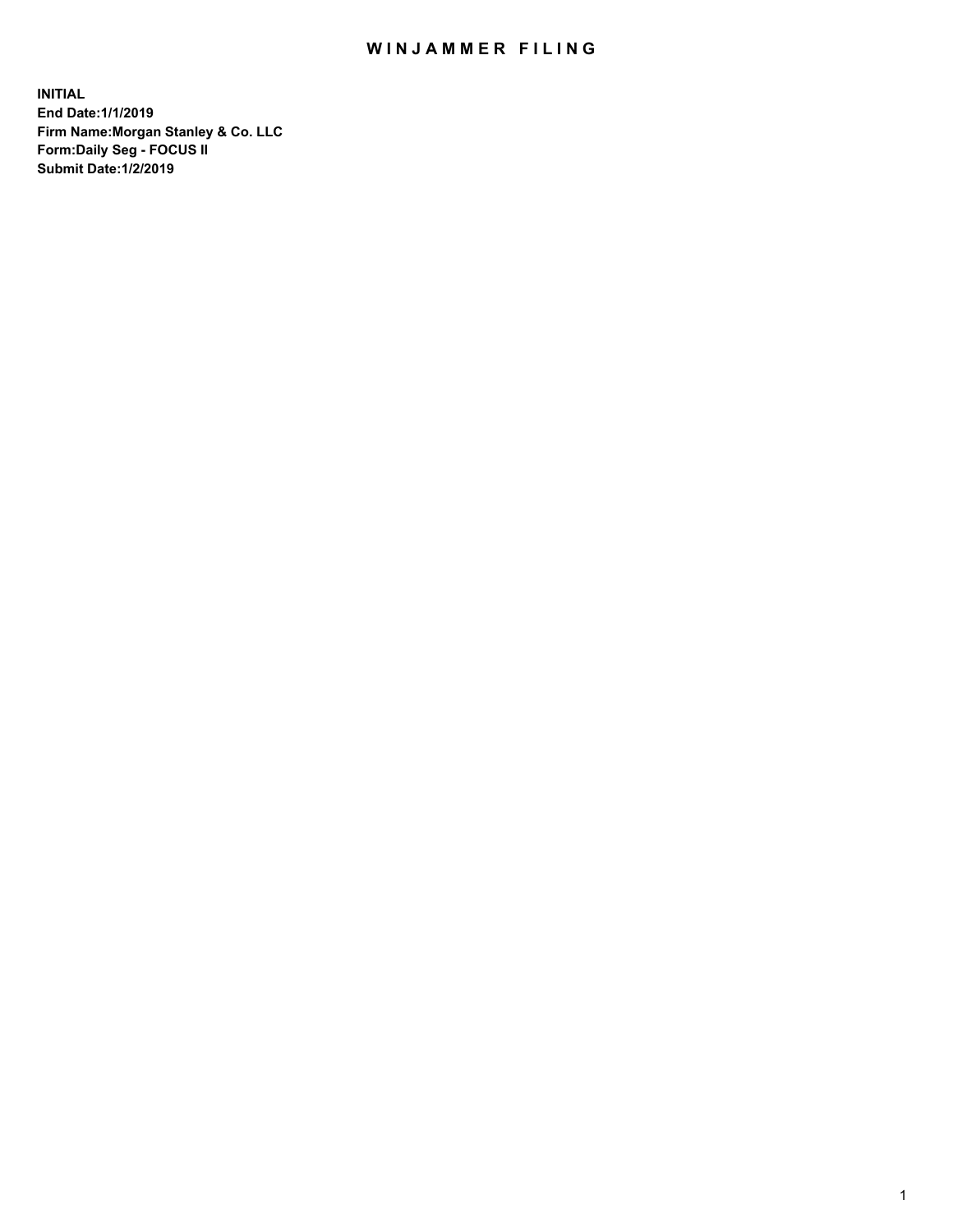# WINJAMMER FILING

**INITIAL**
**End Date:1/1/2019**
**Firm Name:Morgan Stanley & Co. LLC**
**Form:Daily Seg - FOCUS II**
**Submit Date:1/2/2019**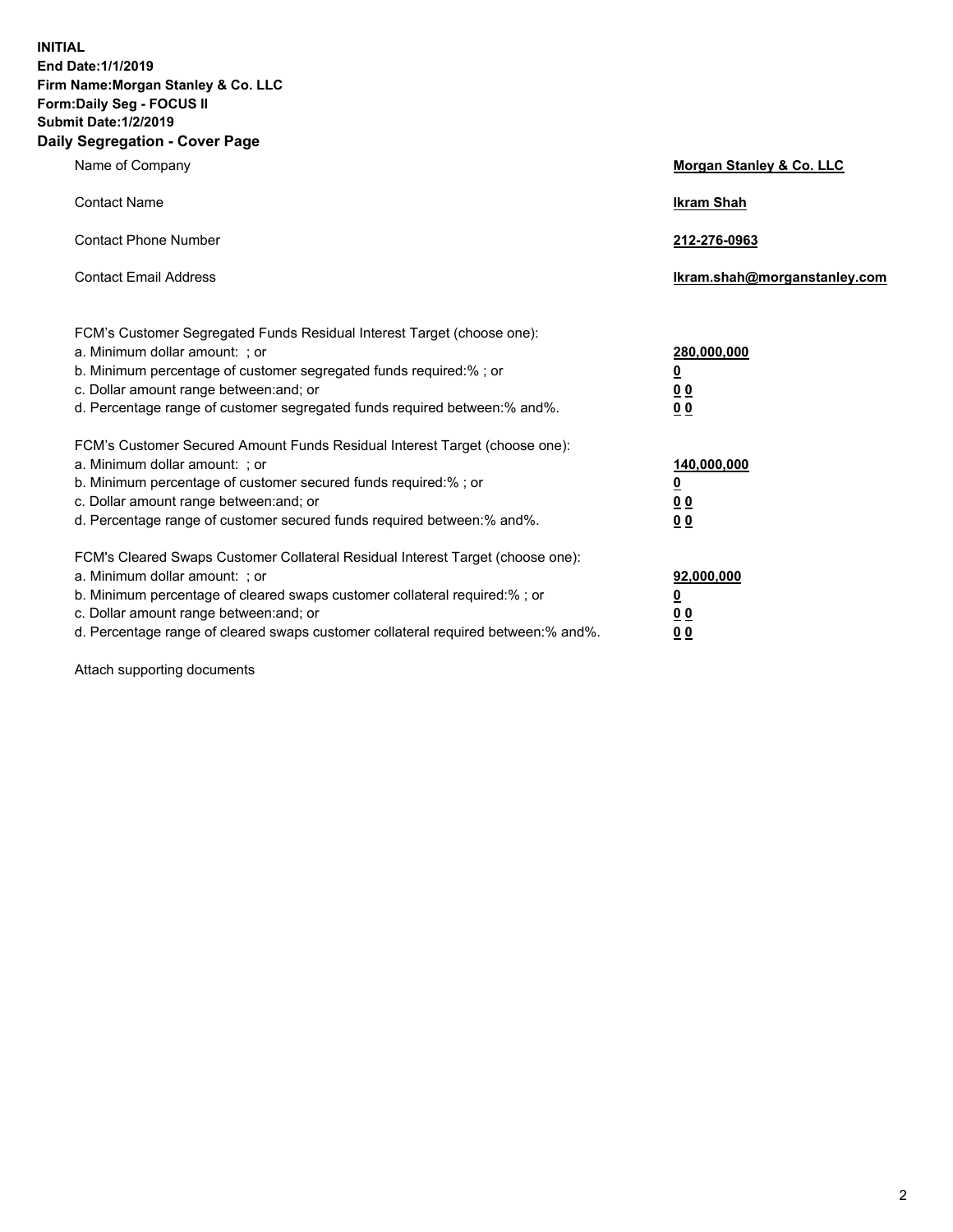**INITIAL**
**End Date:1/1/2019**
**Firm Name:Morgan Stanley & Co. LLC**
**Form:Daily Seg - FOCUS II**
**Submit Date:1/2/2019**
**Daily Segregation - Cover Page**

| | |
|---|---|
| Name of Company | **Morgan Stanley & Co. LLC** |
| Contact Name | **Ikram Shah** |
| Contact Phone Number | **212-276-0963** |
| Contact Email Address | **Ikram.shah@morganstanley.com** |

| | |
|---|---|
| FCM's Customer Segregated Funds Residual Interest Target (choose one): | |
| a. Minimum dollar amount: ; or | **280,000,000** |
| b. Minimum percentage of customer segregated funds required:% ; or | **0** |
| c. Dollar amount range between:and; or | **0 0** |
| d. Percentage range of customer segregated funds required between:% and%. | **0 0** |
| FCM's Customer Secured Amount Funds Residual Interest Target (choose one): | |
| a. Minimum dollar amount: ; or | **140,000,000** |
| b. Minimum percentage of customer secured funds required:% ; or | **0** |
| c. Dollar amount range between:and; or | **0 0** |
| d. Percentage range of customer secured funds required between:% and%. | **0 0** |
| FCM's Cleared Swaps Customer Collateral Residual Interest Target (choose one): | |
| a. Minimum dollar amount: ; or | **92,000,000** |
| b. Minimum percentage of cleared swaps customer collateral required:% ; or | **0** |
| c. Dollar amount range between:and; or | **0 0** |
| d. Percentage range of cleared swaps customer collateral required between:% and%. | **0 0** |

Attach supporting documents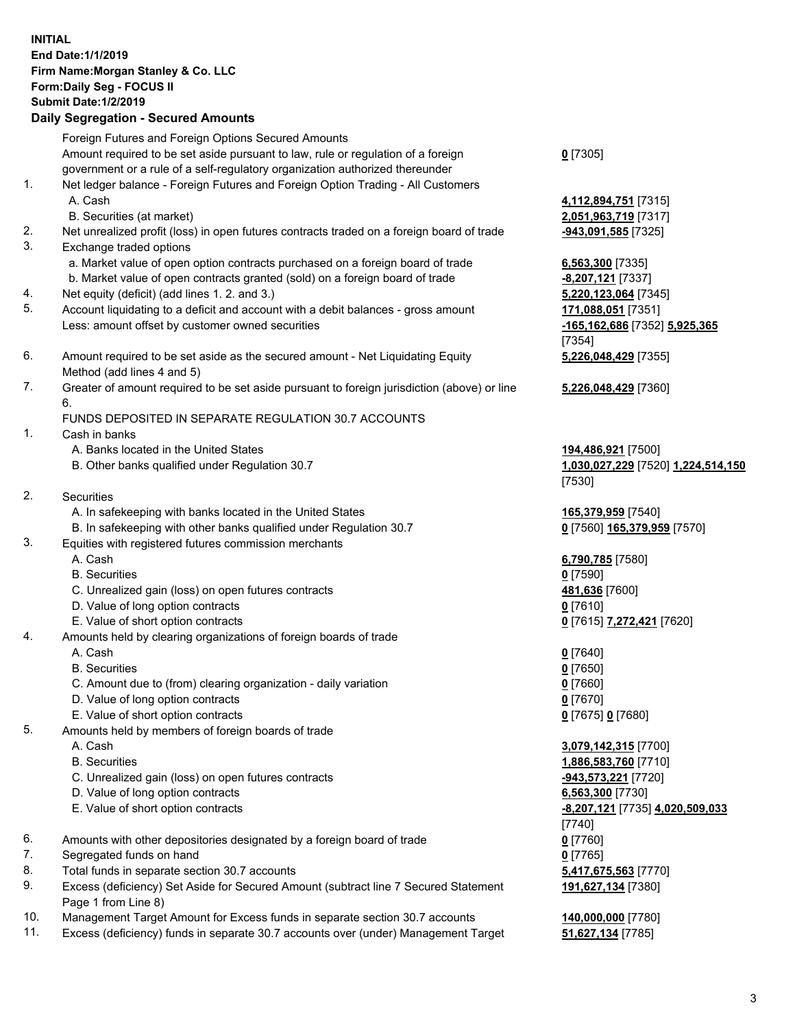**INITIAL**
**End Date:1/1/2019**
**Firm Name:Morgan Stanley & Co. LLC**
**Form:Daily Seg - FOCUS II**
**Submit Date:1/2/2019**

## Daily Segregation - Secured Amounts

| | | |
|---|---|---|
| | Foreign Futures and Foreign Options Secured Amounts | |
| | Amount required to be set aside pursuant to law, rule or regulation of a foreign government or a rule of a self-regulatory organization authorized thereunder | **0** [7305] |
| 1. | Net ledger balance - Foreign Futures and Foreign Option Trading - All Customers | |
| | A. Cash | **4,112,894,751** [7315] |
| | B. Securities (at market) | **2,051,963,719** [7317] |
| 2. | Net unrealized profit (loss) in open futures contracts traded on a foreign board of trade | **-943,091,585** [7325] |
| 3. | Exchange traded options | |
| | a. Market value of open option contracts purchased on a foreign board of trade | **6,563,300** [7335] |
| | b. Market value of open contracts granted (sold) on a foreign board of trade | **-8,207,121** [7337] |
| 4. | Net equity (deficit) (add lines 1. 2. and 3.) | **5,220,123,064** [7345] |
| 5. | Account liquidating to a deficit and account with a debit balances - gross amount | **171,088,051** [7351] |
| | Less: amount offset by customer owned securities | **-165,162,686** [7352] **5,925,365** [7354] |
| 6. | Amount required to be set aside as the secured amount - Net Liquidating Equity Method (add lines 4 and 5) | **5,226,048,429** [7355] |
| 7. | Greater of amount required to be set aside pursuant to foreign jurisdiction (above) or line 6. | **5,226,048,429** [7360] |
| | FUNDS DEPOSITED IN SEPARATE REGULATION 30.7 ACCOUNTS | |
| 1. | Cash in banks | |
| | A. Banks located in the United States | **194,486,921** [7500] |
| | B. Other banks qualified under Regulation 30.7 | **1,030,027,229** [7520] **1,224,514,150** [7530] |
| 2. | Securities | |
| | A. In safekeeping with banks located in the United States | **165,379,959** [7540] |
| | B. In safekeeping with other banks qualified under Regulation 30.7 | **0** [7560] **165,379,959** [7570] |
| 3. | Equities with registered futures commission merchants | |
| | A. Cash | **6,790,785** [7580] |
| | B. Securities | **0** [7590] |
| | C. Unrealized gain (loss) on open futures contracts | **481,636** [7600] |
| | D. Value of long option contracts | **0** [7610] |
| | E. Value of short option contracts | **0** [7615] **7,272,421** [7620] |
| 4. | Amounts held by clearing organizations of foreign boards of trade | |
| | A. Cash | **0** [7640] |
| | B. Securities | **0** [7650] |
| | C. Amount due to (from) clearing organization - daily variation | **0** [7660] |
| | D. Value of long option contracts | **0** [7670] |
| | E. Value of short option contracts | **0** [7675] **0** [7680] |
| 5. | Amounts held by members of foreign boards of trade | |
| | A. Cash | **3,079,142,315** [7700] |
| | B. Securities | **1,886,583,760** [7710] |
| | C. Unrealized gain (loss) on open futures contracts | **-943,573,221** [7720] |
| | D. Value of long option contracts | **6,563,300** [7730] |
| | E. Value of short option contracts | **-8,207,121** [7735] **4,020,509,033** [7740] |
| 6. | Amounts with other depositories designated by a foreign board of trade | **0** [7760] |
| 7. | Segregated funds on hand | **0** [7765] |
| 8. | Total funds in separate section 30.7 accounts | **5,417,675,563** [7770] |
| 9. | Excess (deficiency) Set Aside for Secured Amount (subtract line 7 Secured Statement Page 1 from Line 8) | **191,627,134** [7380] |
| 10. | Management Target Amount for Excess funds in separate section 30.7 accounts | **140,000,000** [7780] |
| 11. | Excess (deficiency) funds in separate 30.7 accounts over (under) Management Target | **51,627,134** [7785] |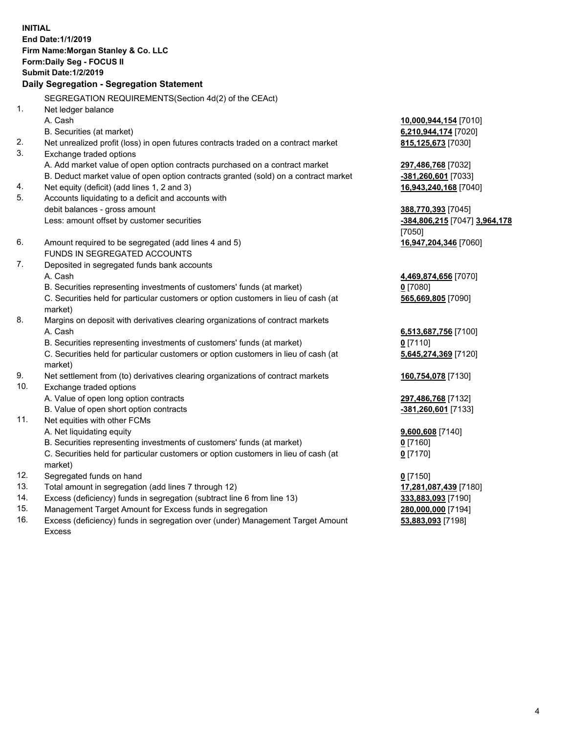**INITIAL**
**End Date:1/1/2019**
**Firm Name:Morgan Stanley & Co. LLC**
**Form:Daily Seg - FOCUS II**
**Submit Date:1/2/2019**

## Daily Segregation - Segregation Statement

SEGREGATION REQUIREMENTS(Section 4d(2) of the CEAct)

| | | |
|---|---|---|
| 1. | Net ledger balance | |
| | A. Cash | **10,000,944,154** [7010] |
| | B. Securities (at market) | **6,210,944,174** [7020] |
| 2. | Net unrealized profit (loss) in open futures contracts traded on a contract market | **815,125,673** [7030] |
| 3. | Exchange traded options | |
| | A. Add market value of open option contracts purchased on a contract market | **297,486,768** [7032] |
| | B. Deduct market value of open option contracts granted (sold) on a contract market | **-381,260,601** [7033] |
| 4. | Net equity (deficit) (add lines 1, 2 and 3) | **16,943,240,168** [7040] |
| 5. | Accounts liquidating to a deficit and accounts with debit balances - gross amount | **388,770,393** [7045] |
| | Less: amount offset by customer securities | **-384,806,215** [7047] **3,964,178** [7050] |
| 6. | Amount required to be segregated (add lines 4 and 5) | **16,947,204,346** [7060] |
| | FUNDS IN SEGREGATED ACCOUNTS | |
| 7. | Deposited in segregated funds bank accounts | |
| | A. Cash | **4,469,874,656** [7070] |
| | B. Securities representing investments of customers' funds (at market) | **0** [7080] |
| | C. Securities held for particular customers or option customers in lieu of cash (at market) | **565,669,805** [7090] |
| 8. | Margins on deposit with derivatives clearing organizations of contract markets | |
| | A. Cash | **6,513,687,756** [7100] |
| | B. Securities representing investments of customers' funds (at market) | **0** [7110] |
| | C. Securities held for particular customers or option customers in lieu of cash (at market) | **5,645,274,369** [7120] |
| 9. | Net settlement from (to) derivatives clearing organizations of contract markets | **160,754,078** [7130] |
| 10. | Exchange traded options | |
| | A. Value of open long option contracts | **297,486,768** [7132] |
| | B. Value of open short option contracts | **-381,260,601** [7133] |
| 11. | Net equities with other FCMs | |
| | A. Net liquidating equity | **9,600,608** [7140] |
| | B. Securities representing investments of customers' funds (at market) | **0** [7160] |
| | C. Securities held for particular customers or option customers in lieu of cash (at market) | **0** [7170] |
| 12. | Segregated funds on hand | **0** [7150] |
| 13. | Total amount in segregation (add lines 7 through 12) | **17,281,087,439** [7180] |
| 14. | Excess (deficiency) funds in segregation (subtract line 6 from line 13) | **333,883,093** [7190] |
| 15. | Management Target Amount for Excess funds in segregation | **280,000,000** [7194] |
| 16. | Excess (deficiency) funds in segregation over (under) Management Target Amount Excess | **53,883,093** [7198] |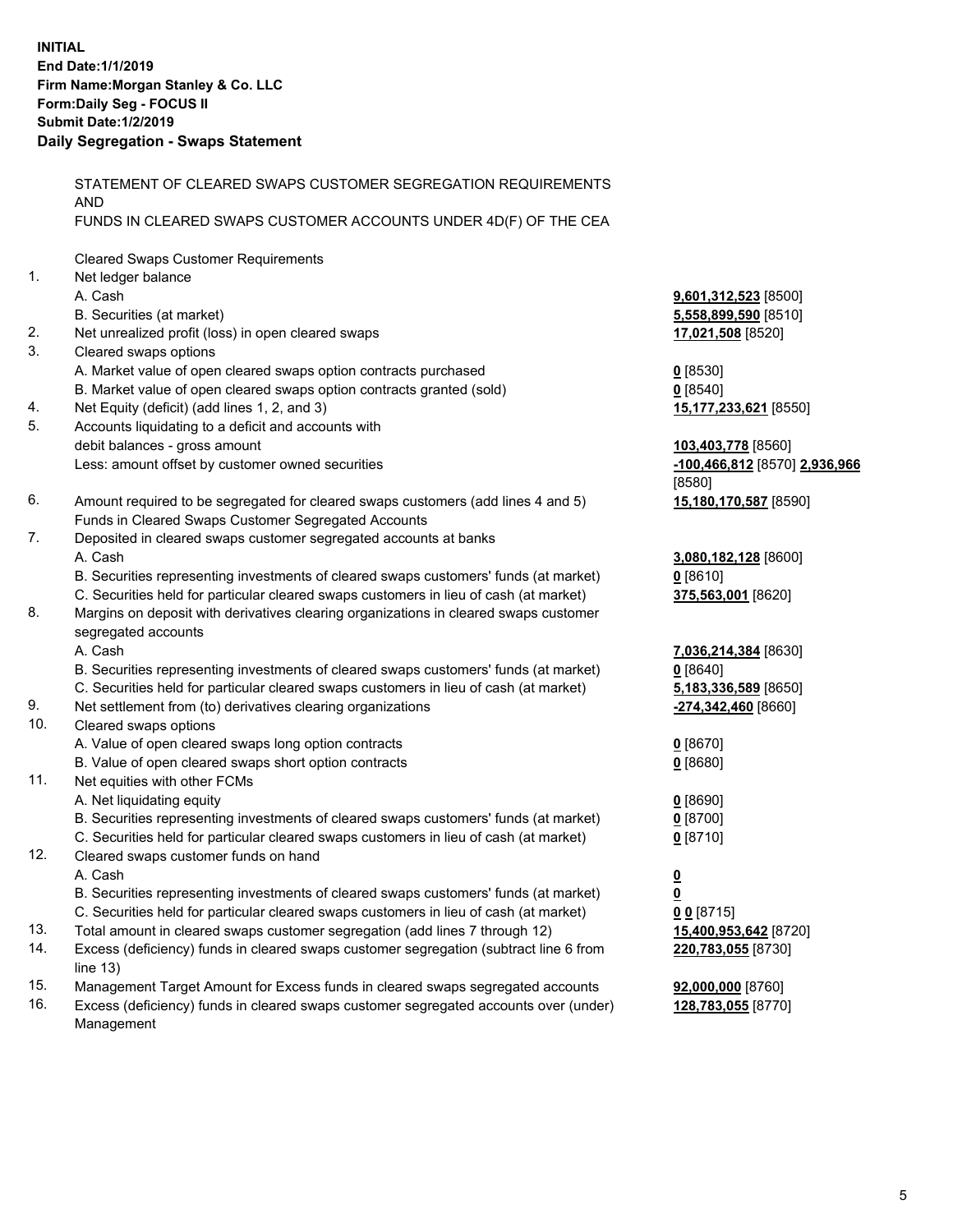**INITIAL**
**End Date:1/1/2019**
**Firm Name:Morgan Stanley & Co. LLC**
**Form:Daily Seg - FOCUS II**
**Submit Date:1/2/2019**
**Daily Segregation - Swaps Statement**

STATEMENT OF CLEARED SWAPS CUSTOMER SEGREGATION REQUIREMENTS AND FUNDS IN CLEARED SWAPS CUSTOMER ACCOUNTS UNDER 4D(F) OF THE CEA

| | | |
|---|---|---|
| | Cleared Swaps Customer Requirements | |
| 1. | Net ledger balance | |
| | A. Cash | **9,601,312,523** [8500] |
| | B. Securities (at market) | **5,558,899,590** [8510] |
| 2. | Net unrealized profit (loss) in open cleared swaps | **17,021,508** [8520] |
| 3. | Cleared swaps options | |
| | A. Market value of open cleared swaps option contracts purchased | **0** [8530] |
| | B. Market value of open cleared swaps option contracts granted (sold) | **0** [8540] |
| 4. | Net Equity (deficit) (add lines 1, 2, and 3) | **15,177,233,621** [8550] |
| 5. | Accounts liquidating to a deficit and accounts with debit balances - gross amount | **103,403,778** [8560] |
| | Less: amount offset by customer owned securities | **-100,466,812** [8570] **2,936,966** [8580] |
| 6. | Amount required to be segregated for cleared swaps customers (add lines 4 and 5) | **15,180,170,587** [8590] |
| | Funds in Cleared Swaps Customer Segregated Accounts | |
| 7. | Deposited in cleared swaps customer segregated accounts at banks | |
| | A. Cash | **3,080,182,128** [8600] |
| | B. Securities representing investments of cleared swaps customers' funds (at market) | **0** [8610] |
| | C. Securities held for particular cleared swaps customers in lieu of cash (at market) | **375,563,001** [8620] |
| 8. | Margins on deposit with derivatives clearing organizations in cleared swaps customer segregated accounts | |
| | A. Cash | **7,036,214,384** [8630] |
| | B. Securities representing investments of cleared swaps customers' funds (at market) | **0** [8640] |
| | C. Securities held for particular cleared swaps customers in lieu of cash (at market) | **5,183,336,589** [8650] |
| 9. | Net settlement from (to) derivatives clearing organizations | **-274,342,460** [8660] |
| 10. | Cleared swaps options | |
| | A. Value of open cleared swaps long option contracts | **0** [8670] |
| | B. Value of open cleared swaps short option contracts | **0** [8680] |
| 11. | Net equities with other FCMs | |
| | A. Net liquidating equity | **0** [8690] |
| | B. Securities representing investments of cleared swaps customers' funds (at market) | **0** [8700] |
| | C. Securities held for particular cleared swaps customers in lieu of cash (at market) | **0** [8710] |
| 12. | Cleared swaps customer funds on hand | |
| | A. Cash | **0** |
| | B. Securities representing investments of cleared swaps customers' funds (at market) | **0** |
| | C. Securities held for particular cleared swaps customers in lieu of cash (at market) | **0** **0** [8715] |
| 13. | Total amount in cleared swaps customer segregation (add lines 7 through 12) | **15,400,953,642** [8720] |
| 14. | Excess (deficiency) funds in cleared swaps customer segregation (subtract line 6 from line 13) | **220,783,055** [8730] |
| 15. | Management Target Amount for Excess funds in cleared swaps segregated accounts | **92,000,000** [8760] |
| 16. | Excess (deficiency) funds in cleared swaps customer segregated accounts over (under) Management | **128,783,055** [8770] |